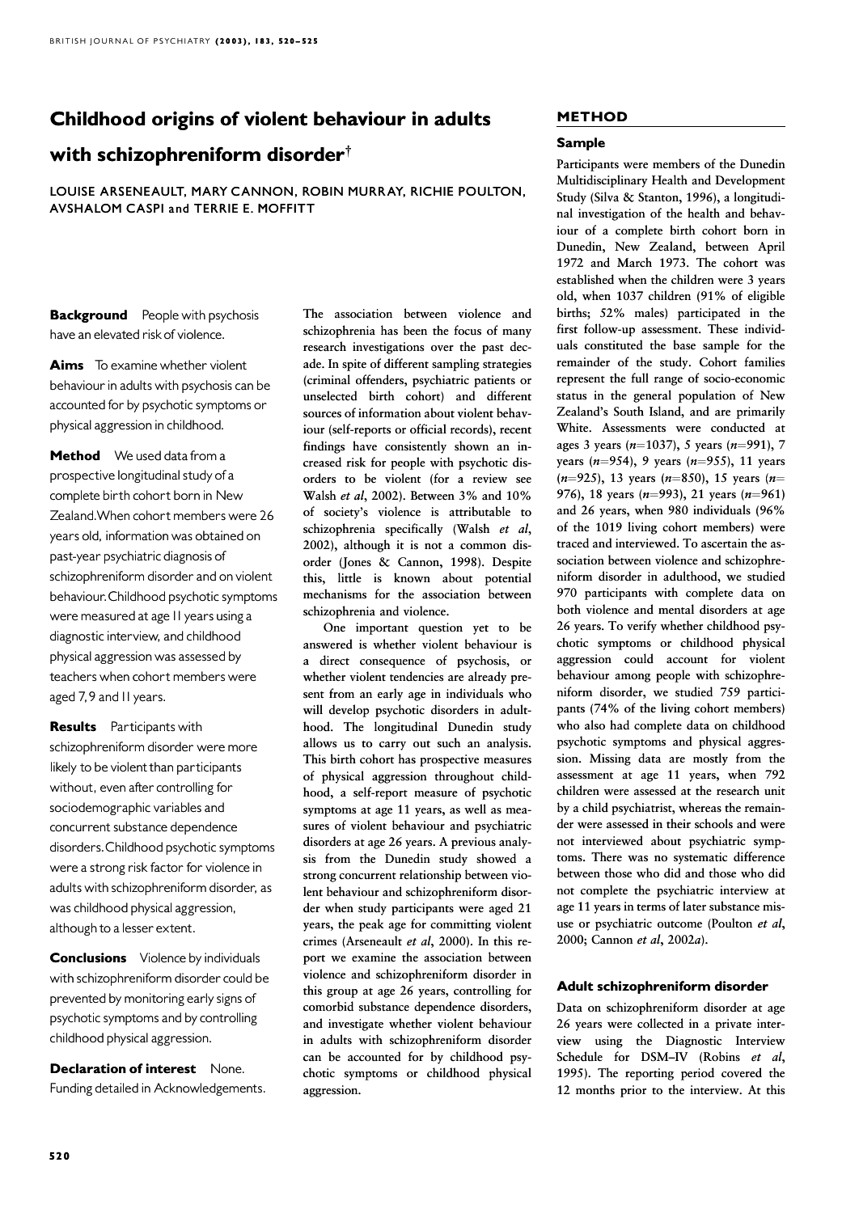# Childhood origins of violent behaviour in adults with schizophreniform disorder†

LOUISE ARSENEAULT, MARY CANNON, ROBIN MURRAY, RICHIE POULTON, AVSHALOM CASPI and TERRIE E. MOFFITT

**Background** People with psychosis have an elevated risk of violence.

**Aims** To examine whether violent behaviour in adults with psychosis can be accounted for by psychotic symptoms or physical aggression in childhood.

**Method** We used data from a prospective longitudinal study of a complete birth cohort born in New Zealand. When cohort members were 26 years old, information was obtained on past-year psychiatric diagnosis of schizophreniform disorder and on violent behaviour. Childhood psychotic symptoms were measured at age 11 years using a diagnostic interview, and childhood physical aggression was assessed by teachers when cohort members were aged 7, 9 and 11 years.

**Results** Participants with schizophreniform disorder were more likely to be violent than participants without, even after controlling for sociodemographic variables and concurrent substance dependence disorders. Childhood psychotic symptoms were a strong risk factor for violence in adults with schizophreniform disorder, as was childhood physical aggression, although to a lesser extent.

**Conclusions** Violence by individuals with schizophreniform disorder could be prevented by monitoring early signs of psychotic symptoms and by controlling childhood physical aggression.

**Declaration of interest** None. Funding detailed in Acknowledgements.

The association between violence and schizophrenia has been the focus of many research investigations over the past decade. In spite of different sampling strategies (criminal offenders, psychiatric patients or unselected birth cohort) and different sources of information about violent behaviour (self-reports or official records), recent findings have consistently shown an increased risk for people with psychotic disorders to be violent (for a review see Walsh *et al*, 2002). Between 3% and 10% of society's violence is attributable to schizophrenia specifically (Walsh *et al*, 2002), although it is not a common disorder (Jones & Cannon, 1998). Despite this, little is known about potential mechanisms for the association between schizophrenia and violence.

One important question yet to be answered is whether violent behaviour is a direct consequence of psychosis, or whether violent tendencies are already present from an early age in individuals who will develop psychotic disorders in adulthood. The longitudinal Dunedin study allows us to carry out such an analysis. This birth cohort has prospective measures of physical aggression throughout childhood, a self-report measure of psychotic symptoms at age 11 years, as well as measures of violent behaviour and psychiatric disorders at age 26 years. A previous analysis from the Dunedin study showed a strong concurrent relationship between violent behaviour and schizophreniform disorder when study participants were aged 21 years, the peak age for committing violent crimes (Arseneault *et al*, 2000). In this report we examine the association between violence and schizophreniform disorder in this group at age 26 years, controlling for comorbid substance dependence disorders, and investigate whether violent behaviour in adults with schizophreniform disorder can be accounted for by childhood psychotic symptoms or childhood physical aggression.

## METHOD

### Sample

Participants were members of the Dunedin Multidisciplinary Health and Development Study (Silva & Stanton, 1996), a longitudinal investigation of the health and behaviour of a complete birth cohort born in Dunedin, New Zealand, between April 1972 and March 1973. The cohort was established when the children were 3 years old, when 1037 children (91% of eligible births; 52% males) participated in the first follow-up assessment. These individuals constituted the base sample for the remainder of the study. Cohort families represent the full range of socio-economic status in the general population of New Zealand's South Island, and are primarily White. Assessments were conducted at ages 3 years ($n$=1037), 5 years ($n$=991), 7 years ($n$=954), 9 years ($n$=955), 11 years ($n$=925), 13 years ($n$=850), 15 years ($n$=976), 18 years ($n$=993), 21 years ($n$=961) and 26 years, when 980 individuals (96% of the 1019 living cohort members) were traced and interviewed. To ascertain the association between violence and schizophreniform disorder in adulthood, we studied 970 participants with complete data on both violence and mental disorders at age 26 years. To verify whether childhood psychotic symptoms or childhood physical aggression could account for violent behaviour among people with schizophreniform disorder, we studied 759 participants (74% of the living cohort members) who also had complete data on childhood psychotic symptoms and physical aggression. Missing data are mostly from the assessment at age 11 years, when 792 children were assessed at the research unit by a child psychiatrist, whereas the remainder were assessed in their schools and were not interviewed about psychiatric symptoms. There was no systematic difference between those who did and those who did not complete the psychiatric interview at age 11 years in terms of later substance misuse or psychiatric outcome (Poulton *et al*, 2000; Cannon *et al*, 2002*a*).

### Adult schizophreniform disorder

Data on schizophreniform disorder at age 26 years were collected in a private interview using the Diagnostic Interview Schedule for DSM–IV (Robins *et al*, 1995). The reporting period covered the 12 months prior to the interview. At this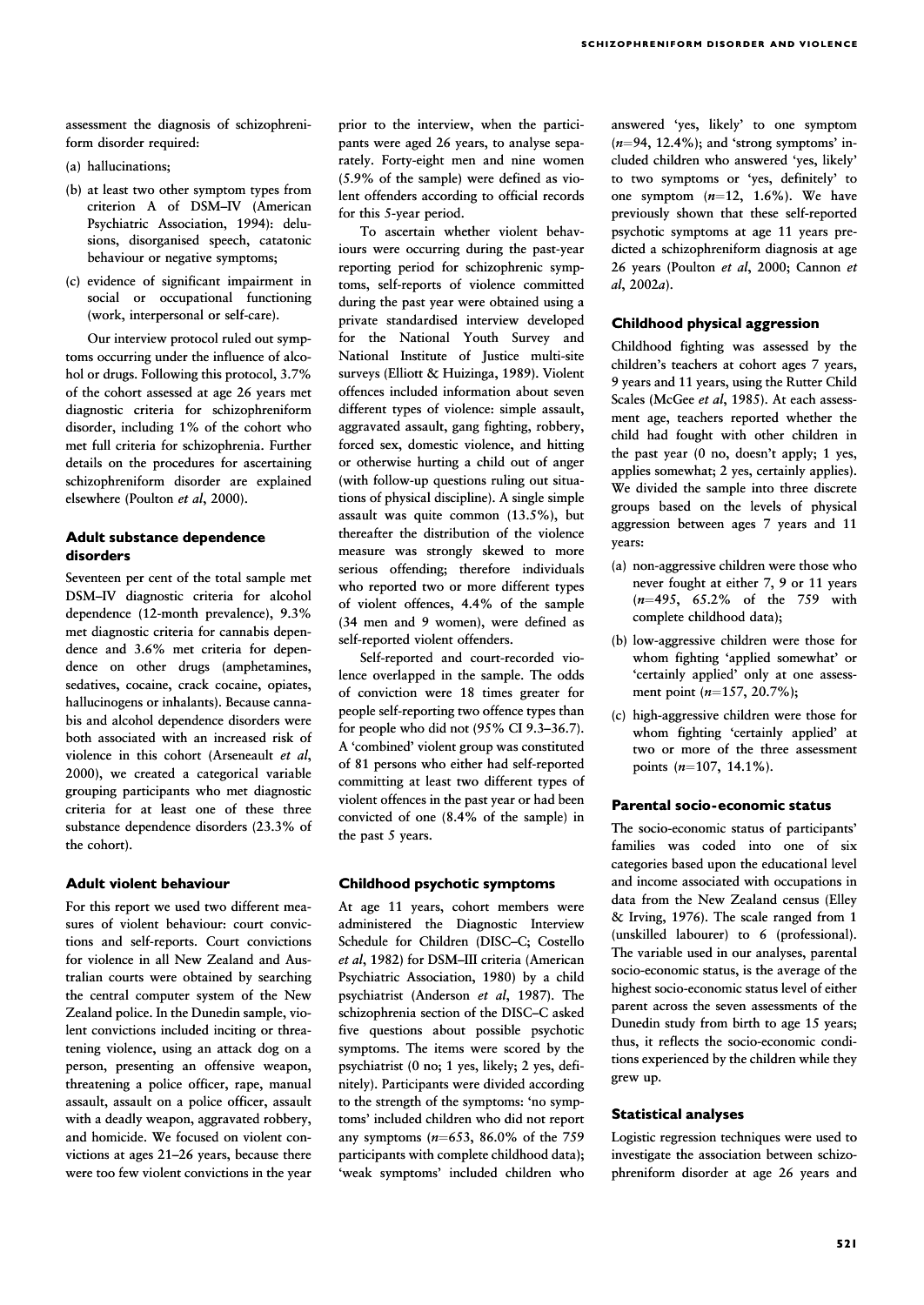assessment the diagnosis of schizophreniform disorder required:

(a) hallucinations;

(b) at least two other symptom types from criterion A of DSM–IV (American Psychiatric Association, 1994): delusions, disorganised speech, catatonic behaviour or negative symptoms;

(c) evidence of significant impairment in social or occupational functioning (work, interpersonal or self-care).

Our interview protocol ruled out symptoms occurring under the influence of alcohol or drugs. Following this protocol, 3.7% of the cohort assessed at age 26 years met diagnostic criteria for schizophreniform disorder, including 1% of the cohort who met full criteria for schizophrenia. Further details on the procedures for ascertaining schizophreniform disorder are explained elsewhere (Poulton *et al*, 2000).

### Adult substance dependence disorders

Seventeen per cent of the total sample met DSM–IV diagnostic criteria for alcohol dependence (12-month prevalence), 9.3% met diagnostic criteria for cannabis dependence and 3.6% met criteria for dependence on other drugs (amphetamines, sedatives, cocaine, crack cocaine, opiates, hallucinogens or inhalants). Because cannabis and alcohol dependence disorders were both associated with an increased risk of violence in this cohort (Arseneault *et al*, 2000), we created a categorical variable grouping participants who met diagnostic criteria for at least one of these three substance dependence disorders (23.3% of the cohort).

### Adult violent behaviour

For this report we used two different measures of violent behaviour: court convictions and self-reports. Court convictions for violence in all New Zealand and Australian courts were obtained by searching the central computer system of the New Zealand police. In the Dunedin sample, violent convictions included inciting or threatening violence, using an attack dog on a person, presenting an offensive weapon, threatening a police officer, rape, manual assault, assault on a police officer, assault with a deadly weapon, aggravated robbery, and homicide. We focused on violent convictions at ages 21–26 years, because there were too few violent convictions in the year prior to the interview, when the participants were aged 26 years, to analyse separately. Forty-eight men and nine women (5.9% of the sample) were defined as violent offenders according to official records for this 5-year period.

To ascertain whether violent behaviours were occurring during the past-year reporting period for schizophrenic symptoms, self-reports of violence committed during the past year were obtained using a private standardised interview developed for the National Youth Survey and National Institute of Justice multi-site surveys (Elliott & Huizinga, 1989). Violent offences included information about seven different types of violence: simple assault, aggravated assault, gang fighting, robbery, forced sex, domestic violence, and hitting or otherwise hurting a child out of anger (with follow-up questions ruling out situations of physical discipline). A single simple assault was quite common (13.5%), but thereafter the distribution of the violence measure was strongly skewed to more serious offending; therefore individuals who reported two or more different types of violent offences, 4.4% of the sample (34 men and 9 women), were defined as self-reported violent offenders.

Self-reported and court-recorded violence overlapped in the sample. The odds of conviction were 18 times greater for people self-reporting two offence types than for people who did not (95% CI 9.3–36.7). A 'combined' violent group was constituted of 81 persons who either had self-reported committing at least two different types of violent offences in the past year or had been convicted of one (8.4% of the sample) in the past 5 years.

### Childhood psychotic symptoms

At age 11 years, cohort members were administered the Diagnostic Interview Schedule for Children (DISC–C; Costello *et al*, 1982) for DSM–III criteria (American Psychiatric Association, 1980) by a child psychiatrist (Anderson *et al*, 1987). The schizophrenia section of the DISC–C asked five questions about possible psychotic symptoms. The items were scored by the psychiatrist (0 no; 1 yes, likely; 2 yes, definitely). Participants were divided according to the strength of the symptoms: 'no symptoms' included children who did not report any symptoms ($n$=653, 86.0% of the 759 participants with complete childhood data); 'weak symptoms' included children who answered 'yes, likely' to one symptom ($n$=94, 12.4%); and 'strong symptoms' included children who answered 'yes, likely' to two symptoms or 'yes, definitely' to one symptom ($n$=12, 1.6%). We have previously shown that these self-reported psychotic symptoms at age 11 years predicted a schizophreniform diagnosis at age 26 years (Poulton *et al*, 2000; Cannon *et al*, 2002*a*).

### Childhood physical aggression

Childhood fighting was assessed by the children's teachers at cohort ages 7 years, 9 years and 11 years, using the Rutter Child Scales (McGee *et al*, 1985). At each assessment age, teachers reported whether the child had fought with other children in the past year (0 no, doesn't apply; 1 yes, applies somewhat; 2 yes, certainly applies). We divided the sample into three discrete groups based on the levels of physical aggression between ages 7 years and 11 years:

(a) non-aggressive children were those who never fought at either 7, 9 or 11 years ($n$=495, 65.2% of the 759 with complete childhood data);

(b) low-aggressive children were those for whom fighting 'applied somewhat' or 'certainly applied' only at one assessment point ($n$=157, 20.7%);

(c) high-aggressive children were those for whom fighting 'certainly applied' at two or more of the three assessment points ($n$=107, 14.1%).

### Parental socio-economic status

The socio-economic status of participants' families was coded into one of six categories based upon the educational level and income associated with occupations in data from the New Zealand census (Elley & Irving, 1976). The scale ranged from 1 (unskilled labourer) to 6 (professional). The variable used in our analyses, parental socio-economic status, is the average of the highest socio-economic status level of either parent across the seven assessments of the Dunedin study from birth to age 15 years; thus, it reflects the socio-economic conditions experienced by the children while they grew up.

### Statistical analyses

Logistic regression techniques were used to investigate the association between schizophreniform disorder at age 26 years and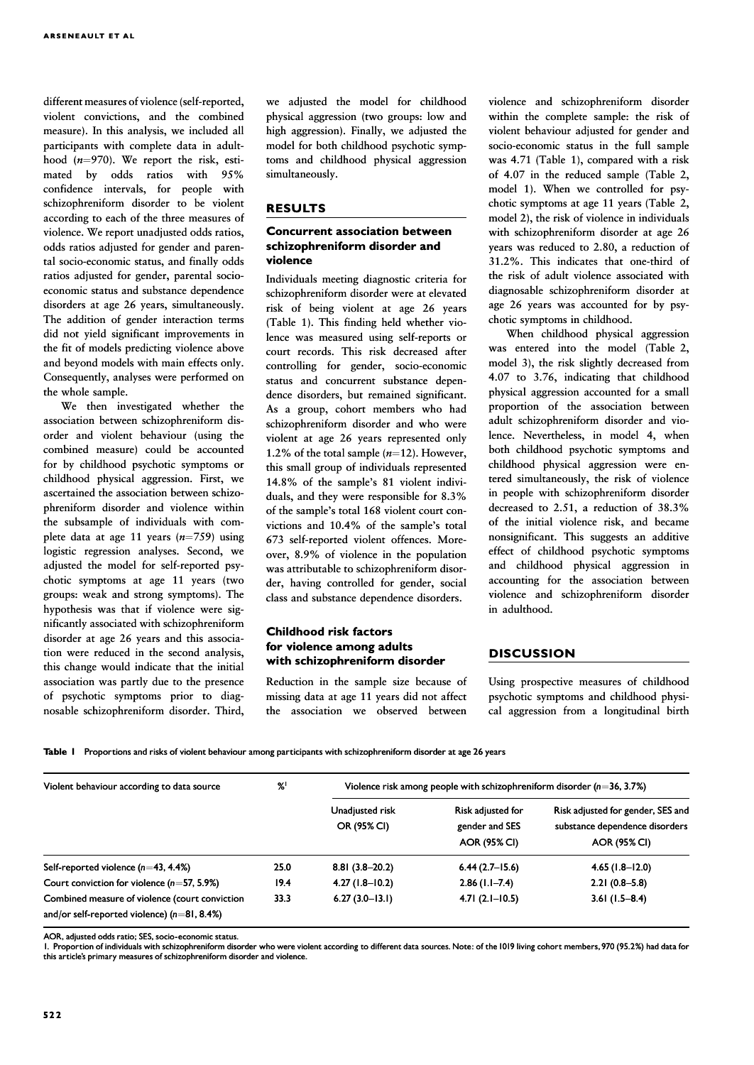different measures of violence (self-reported, violent convictions, and the combined measure). In this analysis, we included all participants with complete data in adulthood ($n$=970). We report the risk, estimated by odds ratios with 95% confidence intervals, for people with schizophreniform disorder to be violent according to each of the three measures of violence. We report unadjusted odds ratios, odds ratios adjusted for gender and parental socio-economic status, and finally odds ratios adjusted for gender, parental socio-economic status and substance dependence disorders at age 26 years, simultaneously. The addition of gender interaction terms did not yield significant improvements in the fit of models predicting violence above and beyond models with main effects only. Consequently, analyses were performed on the whole sample.

We then investigated whether the association between schizophreniform disorder and violent behaviour (using the combined measure) could be accounted for by childhood psychotic symptoms or childhood physical aggression. First, we ascertained the association between schizophreniform disorder and violence within the subsample of individuals with complete data at age 11 years ($n$=759) using logistic regression analyses. Second, we adjusted the model for self-reported psychotic symptoms at age 11 years (two groups: weak and strong symptoms). The hypothesis was that if violence were significantly associated with schizophreniform disorder at age 26 years and this association were reduced in the second analysis, this change would indicate that the initial association was partly due to the presence of psychotic symptoms prior to diagnosable schizophreniform disorder. Third, we adjusted the model for childhood physical aggression (two groups: low and high aggression). Finally, we adjusted the model for both childhood psychotic symptoms and childhood physical aggression simultaneously.

## RESULTS

### Concurrent association between schizophreniform disorder and violence

Individuals meeting diagnostic criteria for schizophreniform disorder were at elevated risk of being violent at age 26 years (Table 1). This finding held whether violence was measured using self-reports or court records. This risk decreased after controlling for gender, socio-economic status and concurrent substance dependence disorders, but remained significant. As a group, cohort members who had schizophreniform disorder and who were violent at age 26 years represented only 1.2% of the total sample ($n$=12). However, this small group of individuals represented 14.8% of the sample's 81 violent individuals, and they were responsible for 8.3% of the sample's total 168 violent court convictions and 10.4% of the sample's total 673 self-reported violent offences. Moreover, 8.9% of violence in the population was attributable to schizophreniform disorder, having controlled for gender, social class and substance dependence disorders.

### Childhood risk factors for violence among adults with schizophreniform disorder

Reduction in the sample size because of missing data at age 11 years did not affect the association we observed between violence and schizophreniform disorder within the complete sample: the risk of violent behaviour adjusted for gender and socio-economic status in the full sample was 4.71 (Table 1), compared with a risk of 4.07 in the reduced sample (Table 2, model 1). When we controlled for psychotic symptoms at age 11 years (Table 2, model 2), the risk of violence in individuals with schizophreniform disorder at age 26 years was reduced to 2.80, a reduction of 31.2%. This indicates that one-third of the risk of adult violence associated with diagnosable schizophreniform disorder at age 26 years was accounted for by psychotic symptoms in childhood.

When childhood physical aggression was entered into the model (Table 2, model 3), the risk slightly decreased from 4.07 to 3.76, indicating that childhood physical aggression accounted for a small proportion of the association between adult schizophreniform disorder and violence. Nevertheless, in model 4, when both childhood psychotic symptoms and childhood physical aggression were entered simultaneously, the risk of violence in people with schizophreniform disorder decreased to 2.51, a reduction of 38.3% of the initial violence risk, and became nonsignificant. This suggests an additive effect of childhood psychotic symptoms and childhood physical aggression in accounting for the association between violence and schizophreniform disorder in adulthood.

## DISCUSSION

Using prospective measures of childhood psychotic symptoms and childhood physical aggression from a longitudinal birth

**Table 1** Proportions and risks of violent behaviour among participants with schizophreniform disorder at age 26 years

| Violent behaviour according to data source | %[1] | Violence risk among people with schizophreniform disorder ($n$=36, 3.7%) | | |
|---|---|---|---|---|
| | | Unadjusted risk OR (95% CI) | Risk adjusted for gender and SES AOR (95% CI) | Risk adjusted for gender, SES and substance dependence disorders AOR (95% CI) |
| Self-reported violence ($n$=43, 4.4%) | 25.0 | 8.81 (3.8–20.2) | 6.44 (2.7–15.6) | 4.65 (1.8–12.0) |
| Court conviction for violence ($n$=57, 5.9%) | 19.4 | 4.27 (1.8–10.2) | 2.86 (1.1–7.4) | 2.21 (0.8–5.8) |
| Combined measure of violence (court conviction and/or self-reported violence) ($n$=81, 8.4%) | 33.3 | 6.27 (3.0–13.1) | 4.71 (2.1–10.5) | 3.61 (1.5–8.4) |

AOR, adjusted odds ratio; SES, socio-economic status.

1. Proportion of individuals with schizophreniform disorder who were violent according to different data sources. Note: of the 1019 living cohort members, 970 (95.2%) had data for this article's primary measures of schizophreniform disorder and violence.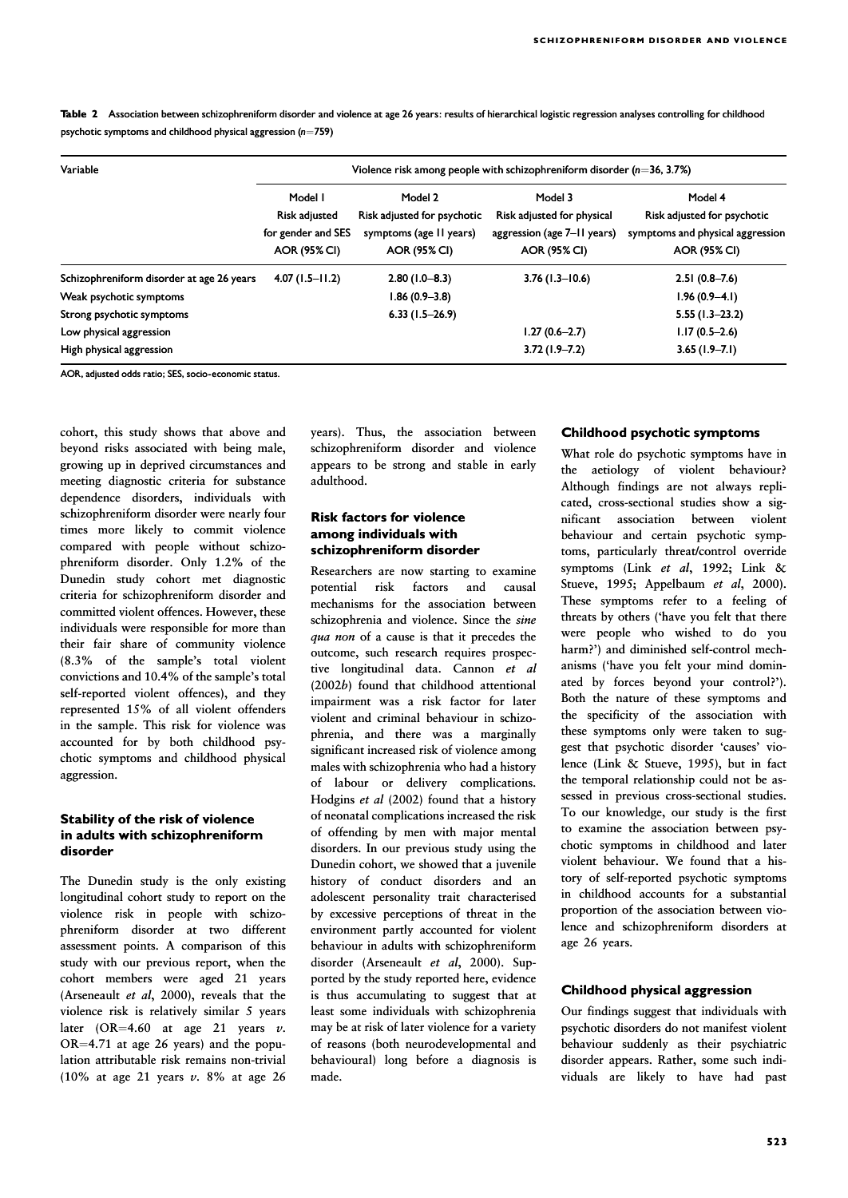**Table 2** Association between schizophreniform disorder and violence at age 26 years: results of hierarchical logistic regression analyses controlling for childhood psychotic symptoms and childhood physical aggression ($n$=759)

| Variable | Violence risk among people with schizophreniform disorder ($n$=36, 3.7%) | | | |
|---|---|---|---|---|
| | Model 1 Risk adjusted for gender and SES AOR (95% CI) | Model 2 Risk adjusted for psychotic symptoms (age 11 years) AOR (95% CI) | Model 3 Risk adjusted for physical aggression (age 7–11 years) AOR (95% CI) | Model 4 Risk adjusted for psychotic symptoms and physical aggression AOR (95% CI) |
| Schizophreniform disorder at age 26 years | 4.07 (1.5–11.2) | 2.80 (1.0–8.3) | 3.76 (1.3–10.6) | 2.51 (0.8–7.6) |
| Weak psychotic symptoms | | 1.86 (0.9–3.8) | | 1.96 (0.9–4.1) |
| Strong psychotic symptoms | | 6.33 (1.5–26.9) | | 5.55 (1.3–23.2) |
| Low physical aggression | | | 1.27 (0.6–2.7) | 1.17 (0.5–2.6) |
| High physical aggression | | | 3.72 (1.9–7.2) | 3.65 (1.9–7.1) |

AOR, adjusted odds ratio; SES, socio-economic status.

cohort, this study shows that above and beyond risks associated with being male, growing up in deprived circumstances and meeting diagnostic criteria for substance dependence disorders, individuals with schizophreniform disorder were nearly four times more likely to commit violence compared with people without schizophreniform disorder. Only 1.2% of the Dunedin study cohort met diagnostic criteria for schizophreniform disorder and committed violent offences. However, these individuals were responsible for more than their fair share of community violence (8.3% of the sample's total violent convictions and 10.4% of the sample's total self-reported violent offences), and they represented 15% of all violent offenders in the sample. This risk for violence was accounted for by both childhood psychotic symptoms and childhood physical aggression.

### Stability of the risk of violence in adults with schizophreniform disorder

The Dunedin study is the only existing longitudinal cohort study to report on the violence risk in people with schizophreniform disorder at two different assessment points. A comparison of this study with our previous report, when the cohort members were aged 21 years (Arseneault *et al*, 2000), reveals that the violence risk is relatively similar 5 years later (OR=4.60 at age 21 years *v.* OR=4.71 at age 26 years) and the population attributable risk remains non-trivial (10% at age 21 years *v.* 8% at age 26 years). Thus, the association between schizophreniform disorder and violence appears to be strong and stable in early adulthood.

### Risk factors for violence among individuals with schizophreniform disorder

Researchers are now starting to examine potential risk factors and causal mechanisms for the association between schizophrenia and violence. Since the *sine qua non* of a cause is that it precedes the outcome, such research requires prospective longitudinal data. Cannon *et al* (2002*b*) found that childhood attentional impairment was a risk factor for later violent and criminal behaviour in schizophrenia, and there was a marginally significant increased risk of violence among males with schizophrenia who had a history of labour or delivery complications. Hodgins *et al* (2002) found that a history of neonatal complications increased the risk of offending by men with major mental disorders. In our previous study using the Dunedin cohort, we showed that a juvenile history of conduct disorders and an adolescent personality trait characterised by excessive perceptions of threat in the environment partly accounted for violent behaviour in adults with schizophreniform disorder (Arseneault *et al*, 2000). Supported by the study reported here, evidence is thus accumulating to suggest that at least some individuals with schizophrenia may be at risk of later violence for a variety of reasons (both neurodevelopmental and behavioural) long before a diagnosis is made.

### Childhood psychotic symptoms

What role do psychotic symptoms have in the aetiology of violent behaviour? Although findings are not always replicated, cross-sectional studies show a significant association between violent behaviour and certain psychotic symptoms, particularly threat/control override symptoms (Link *et al*, 1992; Link & Stueve, 1995; Appelbaum *et al*, 2000). These symptoms refer to a feeling of threats by others ('have you felt that there were people who wished to do you harm?') and diminished self-control mechanisms ('have you felt your mind dominated by forces beyond your control?'). Both the nature of these symptoms and the specificity of the association with these symptoms only were taken to suggest that psychotic disorder 'causes' violence (Link & Stueve, 1995), but in fact the temporal relationship could not be assessed in previous cross-sectional studies. To our knowledge, our study is the first to examine the association between psychotic symptoms in childhood and later violent behaviour. We found that a history of self-reported psychotic symptoms in childhood accounts for a substantial proportion of the association between violence and schizophreniform disorders at age 26 years.

### Childhood physical aggression

Our findings suggest that individuals with psychotic disorders do not manifest violent behaviour suddenly as their psychiatric disorder appears. Rather, some such individuals are likely to have had past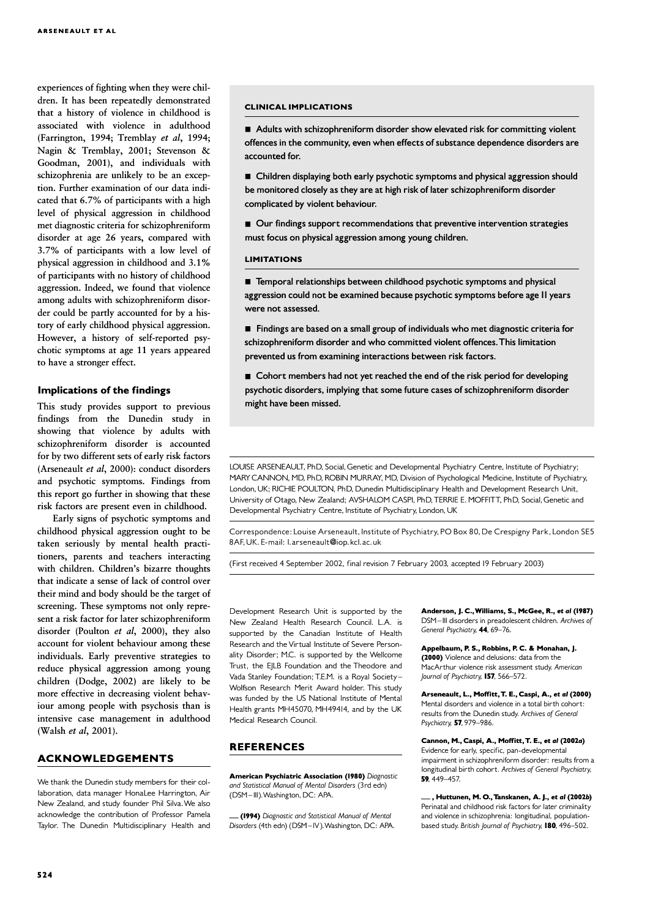experiences of fighting when they were children. It has been repeatedly demonstrated that a history of violence in childhood is associated with violence in adulthood (Farrington, 1994; Tremblay *et al*, 1994; Nagin & Tremblay, 2001; Stevenson & Goodman, 2001), and individuals with schizophrenia are unlikely to be an exception. Further examination of our data indicated that 6.7% of participants with a high level of physical aggression in childhood met diagnostic criteria for schizophreniform disorder at age 26 years, compared with 3.7% of participants with a low level of physical aggression in childhood and 3.1% of participants with no history of childhood aggression. Indeed, we found that violence among adults with schizophreniform disorder could be partly accounted for by a history of early childhood physical aggression. However, a history of self-reported psychotic symptoms at age 11 years appeared to have a stronger effect.

### Implications of the findings

This study provides support to previous findings from the Dunedin study in showing that violence by adults with schizophreniform disorder is accounted for by two different sets of early risk factors (Arseneault *et al*, 2000): conduct disorders and psychotic symptoms. Findings from this report go further in showing that these risk factors are present even in childhood.

Early signs of psychotic symptoms and childhood physical aggression ought to be taken seriously by mental health practitioners, parents and teachers interacting with children. Children's bizarre thoughts that indicate a sense of lack of control over their mind and body should be the target of screening. These symptoms not only represent a risk factor for later schizophreniform disorder (Poulton *et al*, 2000), they also account for violent behaviour among these individuals. Early preventive strategies to reduce physical aggression among young children (Dodge, 2002) are likely to be more effective in decreasing violent behaviour among people with psychosis than is intensive case management in adulthood (Walsh *et al*, 2001).

## CLINICAL IMPLICATIONS

- Adults with schizophreniform disorder show elevated risk for committing violent offences in the community, even when effects of substance dependence disorders are accounted for.
- Children displaying both early psychotic symptoms and physical aggression should be monitored closely as they are at high risk of later schizophreniform disorder complicated by violent behaviour.
- Our findings support recommendations that preventive intervention strategies must focus on physical aggression among young children.

## LIMITATIONS

- Temporal relationships between childhood psychotic symptoms and physical aggression could not be examined because psychotic symptoms before age 11 years were not assessed.
- Findings are based on a small group of individuals who met diagnostic criteria for schizophreniform disorder and who committed violent offences. This limitation prevented us from examining interactions between risk factors.
- Cohort members had not yet reached the end of the risk period for developing psychotic disorders, implying that some future cases of schizophreniform disorder might have been missed.

LOUISE ARSENEAULT, PhD, Social, Genetic and Developmental Psychiatry Centre, Institute of Psychiatry; MARY CANNON, MD, PhD, ROBIN MURRAY, MD, Division of Psychological Medicine, Institute of Psychiatry, London, UK; RICHIE POULTON, PhD, Dunedin Multidisciplinary Health and Development Research Unit, University of Otago, New Zealand; AVSHALOM CASPI, PhD, TERRIE E. MOFFITT, PhD, Social, Genetic and Developmental Psychiatry Centre, Institute of Psychiatry, London, UK

Correspondence: Louise Arseneault, Institute of Psychiatry, PO Box 80, De Crespigny Park, London SE5 8AF, UK. E-mail: l.arseneault@iop.kcl.ac.uk

(First received 4 September 2002, final revision 7 February 2003, accepted 19 February 2003)

## ACKNOWLEDGEMENTS

We thank the Dunedin study members for their collaboration, data manager HonaLee Harrington, Air New Zealand, and study founder Phil Silva. We also acknowledge the contribution of Professor Pamela Taylor. The Dunedin Multidisciplinary Health and Development Research Unit is supported by the New Zealand Health Research Council. L.A. is supported by the Canadian Institute of Health Research and the Virtual Institute of Severe Personality Disorder; M.C. is supported by the Wellcome Trust, the EJLB Foundation and the Theodore and Vada Stanley Foundation; T.E.M. is a Royal Society–Wolfson Research Merit Award holder. This study was funded by the US National Institute of Mental Health grants MH45070, MH49414, and by the UK Medical Research Council.

## REFERENCES

**American Psychiatric Association (1980)** *Diagnostic and Statistical Manual of Mental Disorders* (3rd edn) (DSM–III). Washington, DC: APA.

**—— (1994)** *Diagnostic and Statistical Manual of Mental Disorders* (4th edn) (DSM–IV). Washington, DC: APA.

**Anderson, J. C., Williams, S., McGee, R., *et al* (1987)** DSM–III disorders in preadolescent children. *Archives of General Psychiatry*, **44**, 69–76.

**Appelbaum, P. S., Robbins, P. C. & Monahan, J. (2000)** Violence and delusions: data from the MacArthur violence risk assessment study. *American Journal of Psychiatry*, **157**, 566–572.

**Arseneault, L., Moffitt, T. E., Caspi, A., *et al* (2000)** Mental disorders and violence in a total birth cohort: results from the Dunedin study. *Archives of General Psychiatry*, **57**, 979–986.

**Cannon, M., Caspi, A., Moffitt, T. E., *et al* (2002*a*)** Evidence for early, specific, pan-developmental impairment in schizophreniform disorder: results from a longitudinal birth cohort. *Archives of General Psychiatry*, **59**, 449–457.

**——, Huttunen, M. O., Tanskanen, A. J., *et al* (2002*b*)** Perinatal and childhood risk factors for later criminality and violence in schizophrenia: longitudinal, population-based study. *British Journal of Psychiatry*, **180**, 496–502.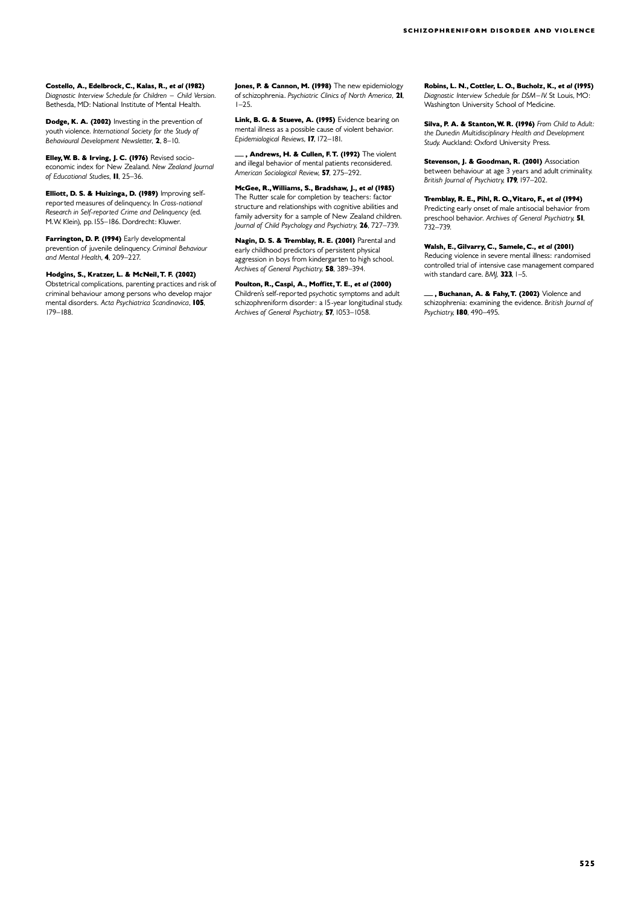**Costello, A., Edelbrock, C., Kalas, R., *et al* (1982)** *Diagnostic Interview Schedule for Children – Child Version*. Bethesda, MD: National Institute of Mental Health.

**Dodge, K. A. (2002)** Investing in the prevention of youth violence. *International Society for the Study of Behavioural Development Newsletter*, **2**, 8–10.

**Elley, W. B. & Irving, J. C. (1976)** Revised socio-economic index for New Zealand. *New Zealand Journal of Educational Studies*, **11**, 25–36.

**Elliott, D. S. & Huizinga, D. (1989)** Improving self-reported measures of delinquency. In *Cross-national Research in Self-reported Crime and Delinquency* (ed. M. W. Klein), pp. 155–186. Dordrecht: Kluwer.

**Farrington, D. P. (1994)** Early developmental prevention of juvenile delinquency. *Criminal Behaviour and Mental Health*, **4**, 209–227.

**Hodgins, S., Kratzer, L. & McNeil, T. F. (2002)** Obstetrical complications, parenting practices and risk of criminal behaviour among persons who develop major mental disorders. *Acta Psychiatrica Scandinavica*, **105**, 179–188.

**Jones, P. & Cannon, M. (1998)** The new epidemiology of schizophrenia. *Psychiatric Clinics of North America*, **21**, 1–25.

**Link, B. G. & Stueve, A. (1995)** Evidence bearing on mental illness as a possible cause of violent behavior. *Epidemiological Reviews*, **17**, 172–181.

**—, Andrews, H. & Cullen, F. T. (1992)** The violent and illegal behavior of mental patients reconsidered. *American Sociological Review*, **57**, 275–292.

**McGee, R., Williams, S., Bradshaw, J., *et al* (1985)** The Rutter scale for completion by teachers: factor structure and relationships with cognitive abilities and family adversity for a sample of New Zealand children. *Journal of Child Psychology and Psychiatry*, **26**, 727–739.

**Nagin, D. S. & Tremblay, R. E. (2001)** Parental and early childhood predictors of persistent physical aggression in boys from kindergarten to high school. *Archives of General Psychiatry*, **58**, 389–394.

**Poulton, R., Caspi, A., Moffitt, T. E., *et al* (2000)** Children's self-reported psychotic symptoms and adult schizophreniform disorder: a 15-year longitudinal study. *Archives of General Psychiatry*, **57**, 1053–1058.

**Robins, L. N., Cottler, L. O., Bucholz, K., *et al* (1995)** *Diagnostic Interview Schedule for DSM–IV*. St Louis, MO: Washington University School of Medicine.

**Silva, P. A. & Stanton, W. R. (1996)** *From Child to Adult: the Dunedin Multidisciplinary Health and Development Study*. Auckland: Oxford University Press.

**Stevenson, J. & Goodman, R. (2001)** Association between behaviour at age 3 years and adult criminality. *British Journal of Psychiatry*, **179**, 197–202.

**Tremblay, R. E., Pihl, R. O., Vitaro, F., *et al* (1994)** Predicting early onset of male antisocial behavior from preschool behavior. *Archives of General Psychiatry*, **51**, 732–739.

**Walsh, E., Gilvarry, C., Samele, C., *et al* (2001)** Reducing violence in severe mental illness: randomised controlled trial of intensive case management compared with standard care. *BMJ*, **323**, 1–5.

**—, Buchanan, A. & Fahy, T. (2002)** Violence and schizophrenia: examining the evidence. *British Journal of Psychiatry*, **180**, 490–495.